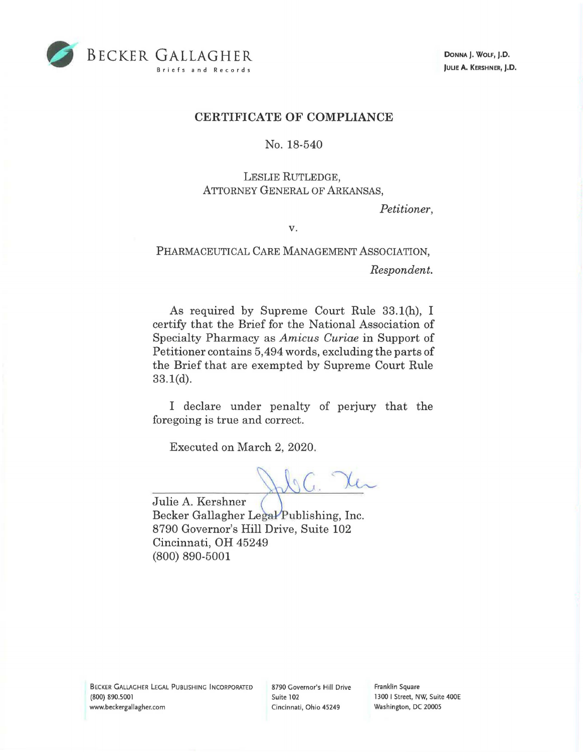BECKER GALLAGHER
Briefs and Records

DONNA J. WOLF, J.D.
JULIE A. KERSHNER, J.D.

# CERTIFICATE OF COMPLIANCE

No. 18-540

LESLIE RUTLEDGE,
ATTORNEY GENERAL OF ARKANSAS,

*Petitioner*,

v.

PHARMACEUTICAL CARE MANAGEMENT ASSOCIATION,

*Respondent*.

As required by Supreme Court Rule 33.1(h), I certify that the Brief for the National Association of Specialty Pharmacy as *Amicus Curiae* in Support of Petitioner contains 5,494 words, excluding the parts of the Brief that are exempted by Supreme Court Rule 33.1(d).

I declare under penalty of perjury that the foregoing is true and correct.

Executed on March 2, 2020.

Julie A. Kershner
Becker Gallagher Legal Publishing, Inc.
8790 Governor's Hill Drive, Suite 102
Cincinnati, OH 45249
(800) 890-5001

BECKER GALLAGHER LEGAL PUBLISHING INCORPORATED
(800) 890.5001
www.beckergallagher.com

8790 Governor's Hill Drive
Suite 102
Cincinnati, Ohio 45249

Franklin Square
1300 I Street, NW, Suite 400E
Washington, DC 20005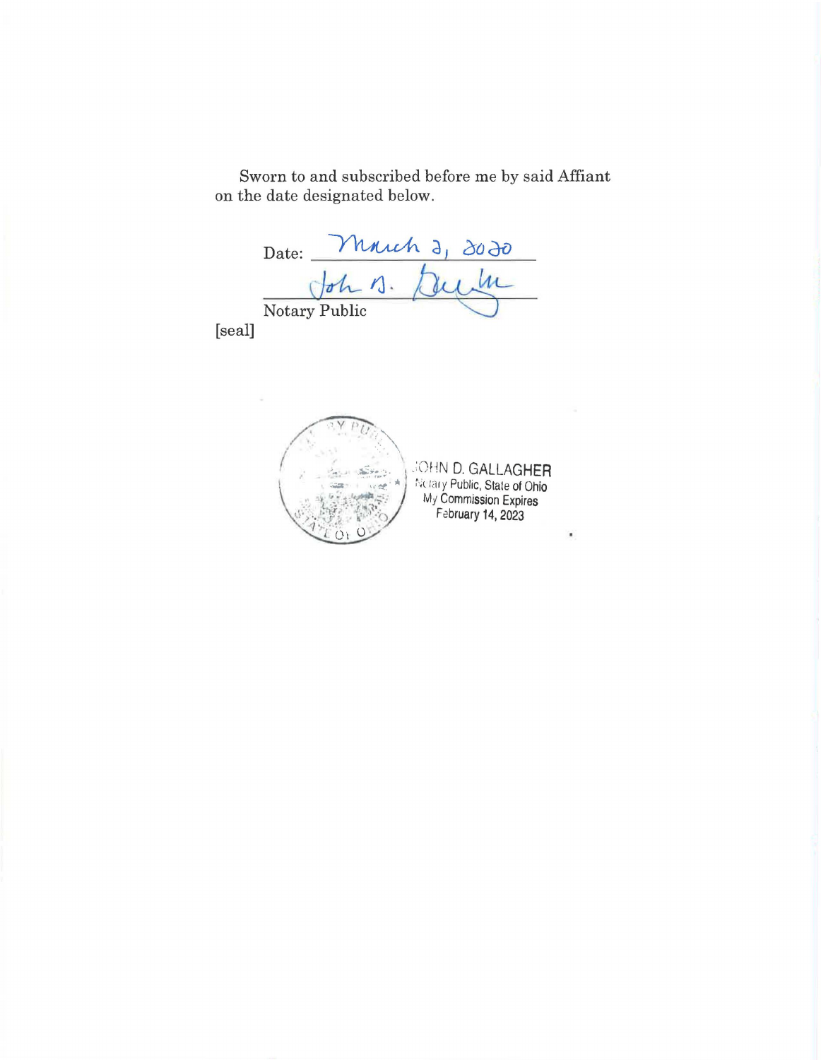Sworn to and subscribed before me by said Affiant on the date designated below.

Date: March 2, 2020

John D. Gallagher

Notary Public

[seal]

JOHN D. GALLAGHER
Notary Public, State of Ohio
My Commission Expires
February 14, 2023